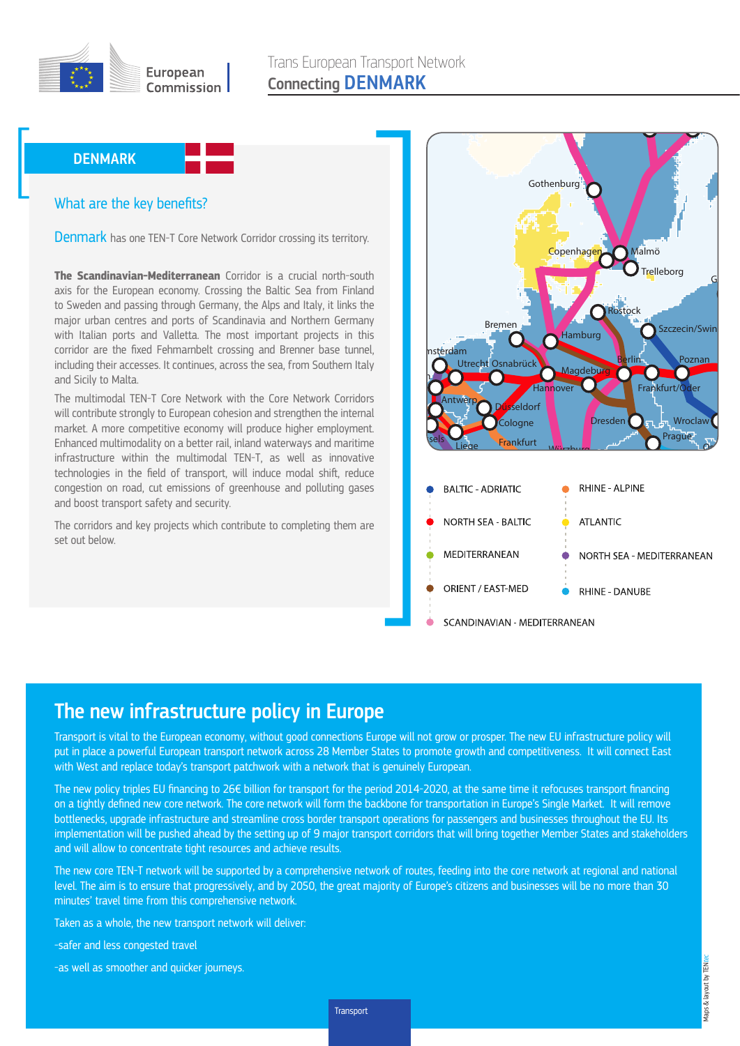European Commission

Trans European Transport Network

# Connecting DENMARK

## DENMARK

### What are the key benefits?

Denmark has one TEN-T Core Network Corridor crossing its territory.

**The Scandinavian-Mediterranean** Corridor is a crucial north-south axis for the European economy. Crossing the Baltic Sea from Finland to Sweden and passing through Germany, the Alps and Italy, it links the major urban centres and ports of Scandinavia and Northern Germany with Italian ports and Valletta. The most important projects in this corridor are the fixed Fehmarnbelt crossing and Brenner base tunnel, including their accesses. It continues, across the sea, from Southern Italy and Sicily to Malta.

The multimodal TEN-T Core Network with the Core Network Corridors will contribute strongly to European cohesion and strengthen the internal market. A more competitive economy will produce higher employment. Enhanced multimodality on a better rail, inland waterways and maritime infrastructure within the multimodal TEN-T, as well as innovative technologies in the field of transport, will induce modal shift, reduce congestion on road, cut emissions of greenhouse and polluting gases and boost transport safety and security.

The corridors and key projects which contribute to completing them are set out below.

- BALTIC - ADRIATIC
- NORTH SEA - BALTIC
- MEDITERRANEAN
- ORIENT / EAST-MED
- SCANDINAVIAN - MEDITERRANEAN
- RHINE - ALPINE
- ATLANTIC
- NORTH SEA - MEDITERRANEAN
- RHINE - DANUBE

## The new infrastructure policy in Europe

Transport is vital to the European economy, without good connections Europe will not grow or prosper. The new EU infrastructure policy will put in place a powerful European transport network across 28 Member States to promote growth and competitiveness. It will connect East with West and replace today's transport patchwork with a network that is genuinely European.

The new policy triples EU financing to 26€ billion for transport for the period 2014-2020, at the same time it refocuses transport financing on a tightly defined new core network. The core network will form the backbone for transportation in Europe's Single Market. It will remove bottlenecks, upgrade infrastructure and streamline cross border transport operations for passengers and businesses throughout the EU. Its implementation will be pushed ahead by the setting up of 9 major transport corridors that will bring together Member States and stakeholders and will allow to concentrate tight resources and achieve results.

The new core TEN-T network will be supported by a comprehensive network of routes, feeding into the core network at regional and national level. The aim is to ensure that progressively, and by 2050, the great majority of Europe's citizens and businesses will be no more than 30 minutes' travel time from this comprehensive network.

Taken as a whole, the new transport network will deliver:

-safer and less congested travel

-as well as smoother and quicker journeys.

Transport

Maps & layout by TENtec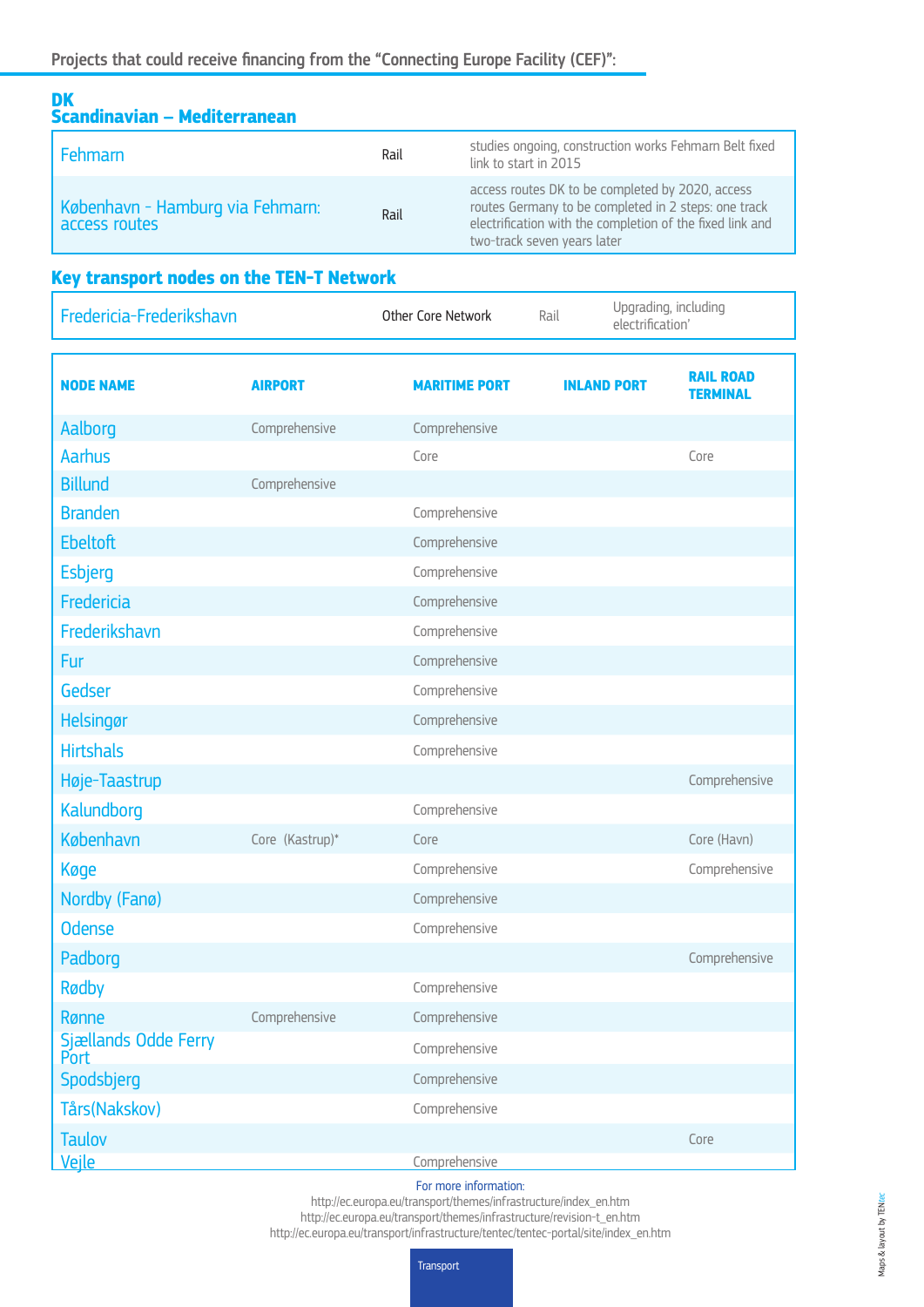Projects that could receive financing from the "Connecting Europe Facility (CEF)":

## DK
## Scandinavian – Mediterranean

| | | |
|---|---|---|
| Fehmarn | Rail | studies ongoing, construction works Fehmarn Belt fixed link to start in 2015 |
| København - Hamburg via Fehmarn: access routes | Rail | access routes DK to be completed by 2020, access routes Germany to be completed in 2 steps: one track electrification with the completion of the fixed link and two-track seven years later |

## Key transport nodes on the TEN-T Network

| | | | |
|---|---|---|---|
| Fredericia-Frederikshavn | Other Core Network | Rail | Upgrading, including electrification' |

| NODE NAME | AIRPORT | MARITIME PORT | INLAND PORT | RAIL ROAD TERMINAL |
|---|---|---|---|---|
| Aalborg | Comprehensive | Comprehensive | | |
| Aarhus | | Core | | Core |
| Billund | Comprehensive | | | |
| Branden | | Comprehensive | | |
| Ebeltoft | | Comprehensive | | |
| Esbjerg | | Comprehensive | | |
| Fredericia | | Comprehensive | | |
| Frederikshavn | | Comprehensive | | |
| Fur | | Comprehensive | | |
| Gedser | | Comprehensive | | |
| Helsingør | | Comprehensive | | |
| Hirtshals | | Comprehensive | | |
| Høje-Taastrup | | | | Comprehensive |
| Kalundborg | | Comprehensive | | |
| København | Core (Kastrup)* | Core | | Core (Havn) |
| Køge | | Comprehensive | | Comprehensive |
| Nordby (Fanø) | | Comprehensive | | |
| Odense | | Comprehensive | | |
| Padborg | | | | Comprehensive |
| Rødby | | Comprehensive | | |
| Rønne | Comprehensive | Comprehensive | | |
| Sjællands Odde Ferry Port | | Comprehensive | | |
| Spodsbjerg | | Comprehensive | | |
| Tårs(Nakskov) | | Comprehensive | | |
| Taulov | | | | Core |
| Vejle | | Comprehensive | | |

For more information:
http://ec.europa.eu/transport/themes/infrastructure/index_en.htm
http://ec.europa.eu/transport/themes/infrastructure/revision-t_en.htm
http://ec.europa.eu/transport/infrastructure/tentec/tentec-portal/site/index_en.htm

Transport

Maps & layout by TENtec